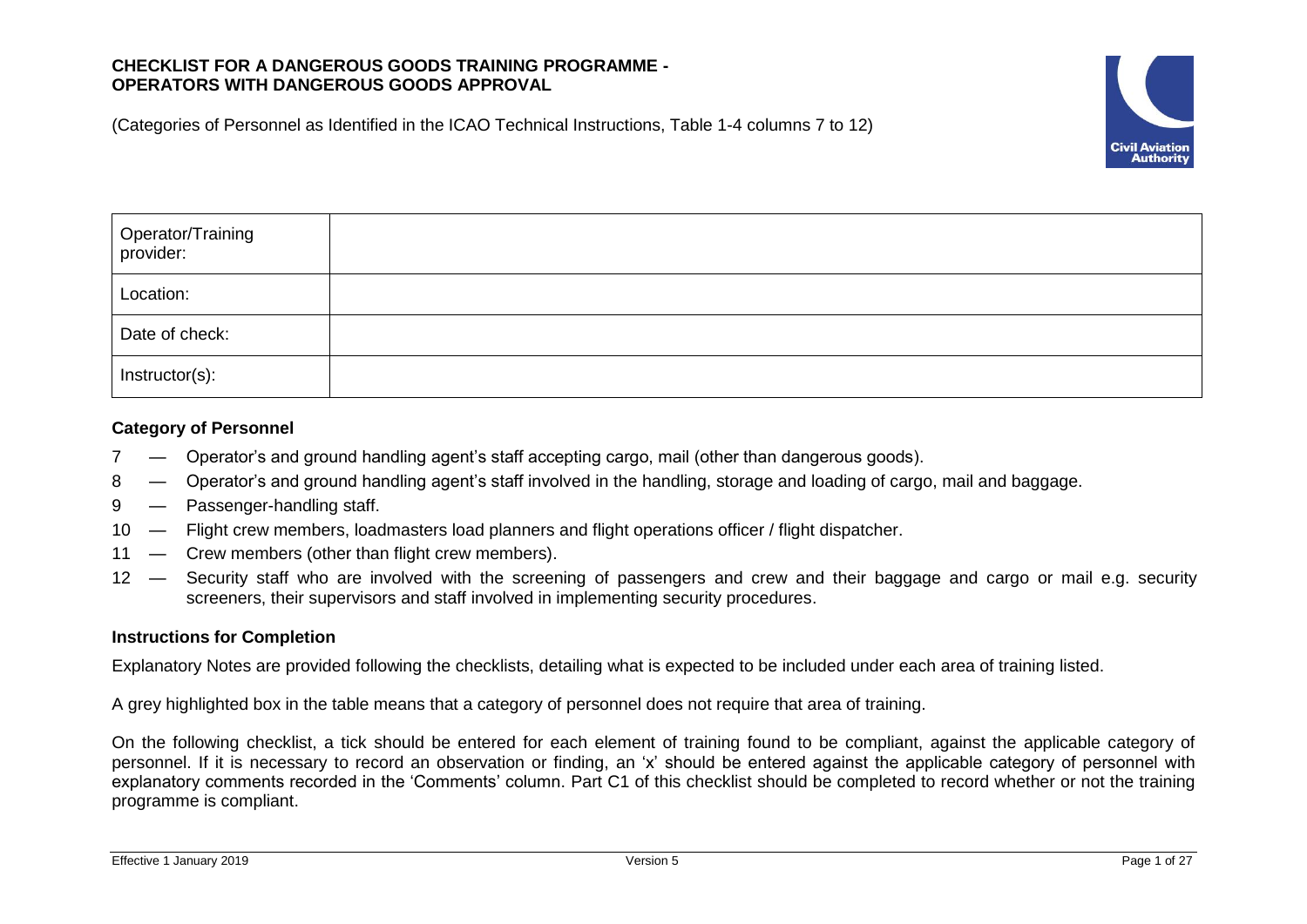# CHECKLIST FOR A DANGEROUS GOODS TRAINING PROGRAMME - OPERATORS WITH DANGEROUS GOODS APPROVAL

(Categories of Personnel as Identified in the ICAO Technical Instructions, Table 1-4 columns 7 to 12)

| Operator/Training provider: | |
|---|---|
| Location: | |
| Date of check: | |
| Instructor(s): | |

### Category of Personnel

7 — Operator's and ground handling agent's staff accepting cargo, mail (other than dangerous goods).

8 — Operator's and ground handling agent's staff involved in the handling, storage and loading of cargo, mail and baggage.

9 — Passenger-handling staff.

10 — Flight crew members, loadmasters load planners and flight operations officer / flight dispatcher.

11 — Crew members (other than flight crew members).

12 — Security staff who are involved with the screening of passengers and crew and their baggage and cargo or mail e.g. security screeners, their supervisors and staff involved in implementing security procedures.

### Instructions for Completion

Explanatory Notes are provided following the checklists, detailing what is expected to be included under each area of training listed.

A grey highlighted box in the table means that a category of personnel does not require that area of training.

On the following checklist, a tick should be entered for each element of training found to be compliant, against the applicable category of personnel. If it is necessary to record an observation or finding, an 'x' should be entered against the applicable category of personnel with explanatory comments recorded in the 'Comments' column. Part C1 of this checklist should be completed to record whether or not the training programme is compliant.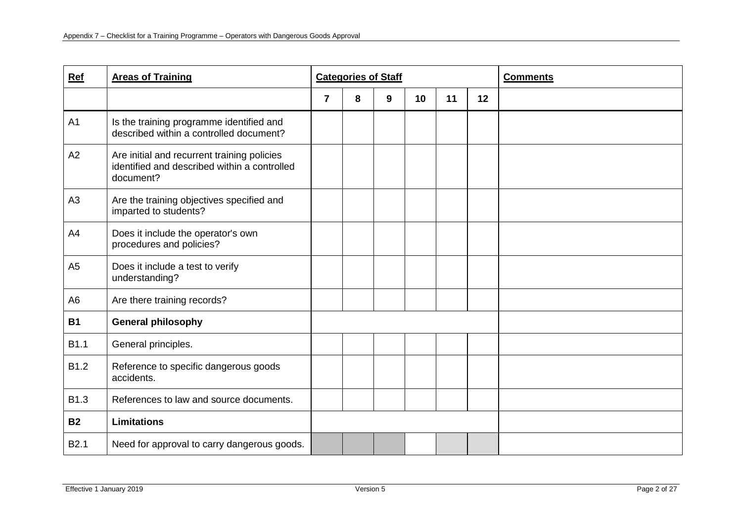| Ref | Areas of Training | Categories of Staff | | | | | | Comments |
|---|---|---|---|---|---|---|---|---|
| | | 7 | 8 | 9 | 10 | 11 | 12 | |
| A1 | Is the training programme identified and described within a controlled document? | | | | | | | |
| A2 | Are initial and recurrent training policies identified and described within a controlled document? | | | | | | | |
| A3 | Are the training objectives specified and imparted to students? | | | | | | | |
| A4 | Does it include the operator's own procedures and policies? | | | | | | | |
| A5 | Does it include a test to verify understanding? | | | | | | | |
| A6 | Are there training records? | | | | | | | |
| **B1** | **General philosophy** | | | | | | | |
| B1.1 | General principles. | | | | | | | |
| B1.2 | Reference to specific dangerous goods accidents. | | | | | | | |
| B1.3 | References to law and source documents. | | | | | | | |
| **B2** | **Limitations** | | | | | | | |
| B2.1 | Need for approval to carry dangerous goods. | | | | | | | |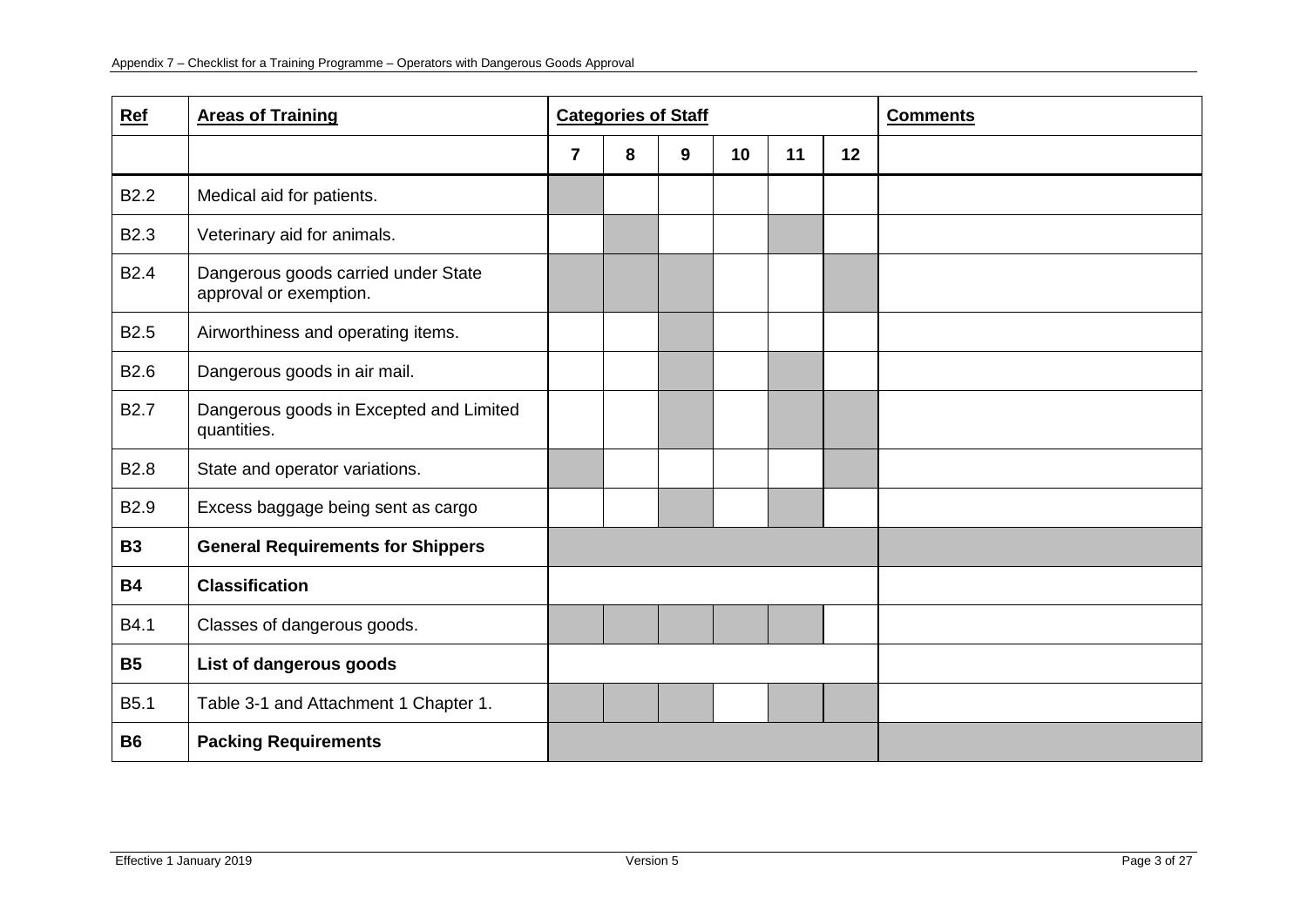| Ref | Areas of Training | Categories of Staff | | | | | | Comments |
|---|---|---|---|---|---|---|---|---|
| | | 7 | 8 | 9 | 10 | 11 | 12 | |
| B2.2 | Medical aid for patients. | | | | | | | |
| B2.3 | Veterinary aid for animals. | | | | | | | |
| B2.4 | Dangerous goods carried under State approval or exemption. | | | | | | | |
| B2.5 | Airworthiness and operating items. | | | | | | | |
| B2.6 | Dangerous goods in air mail. | | | | | | | |
| B2.7 | Dangerous goods in Excepted and Limited quantities. | | | | | | | |
| B2.8 | State and operator variations. | | | | | | | |
| B2.9 | Excess baggage being sent as cargo | | | | | | | |
| **B3** | **General Requirements for Shippers** | | | | | | | |
| **B4** | **Classification** | | | | | | | |
| B4.1 | Classes of dangerous goods. | | | | | | | |
| **B5** | **List of dangerous goods** | | | | | | | |
| B5.1 | Table 3-1 and Attachment 1 Chapter 1. | | | | | | | |
| **B6** | **Packing Requirements** | | | | | | | |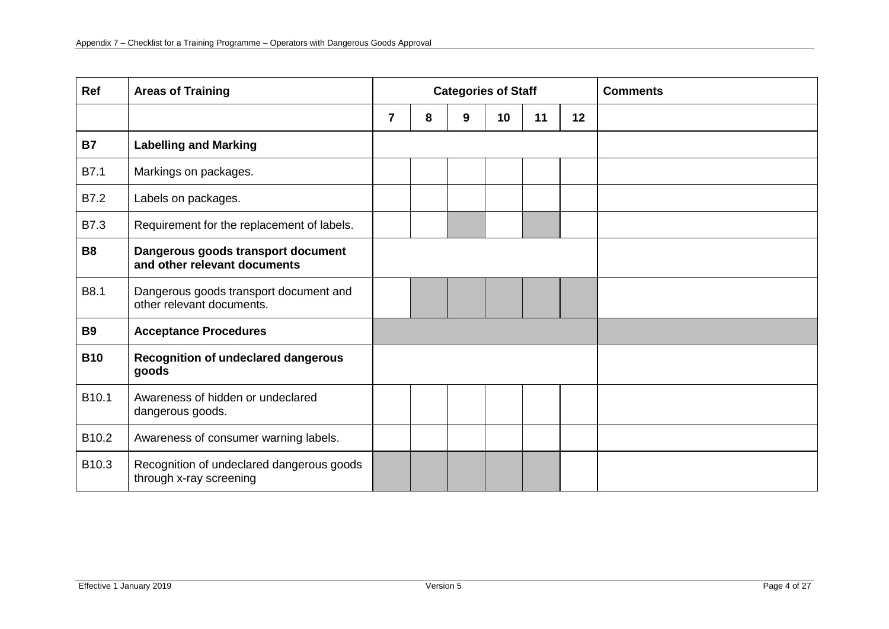| Ref | Areas of Training | Categories of Staff | | | | | | Comments |
|---|---|---|---|---|---|---|---|---|
| | | 7 | 8 | 9 | 10 | 11 | 12 | |
| **B7** | **Labelling and Marking** | | | | | | | |
| B7.1 | Markings on packages. | | | | | | | |
| B7.2 | Labels on packages. | | | | | | | |
| B7.3 | Requirement for the replacement of labels. | | | | | | | |
| **B8** | **Dangerous goods transport document and other relevant documents** | | | | | | | |
| B8.1 | Dangerous goods transport document and other relevant documents. | | | | | | | |
| **B9** | **Acceptance Procedures** | | | | | | | |
| **B10** | **Recognition of undeclared dangerous goods** | | | | | | | |
| B10.1 | Awareness of hidden or undeclared dangerous goods. | | | | | | | |
| B10.2 | Awareness of consumer warning labels. | | | | | | | |
| B10.3 | Recognition of undeclared dangerous goods through x-ray screening | | | | | | | |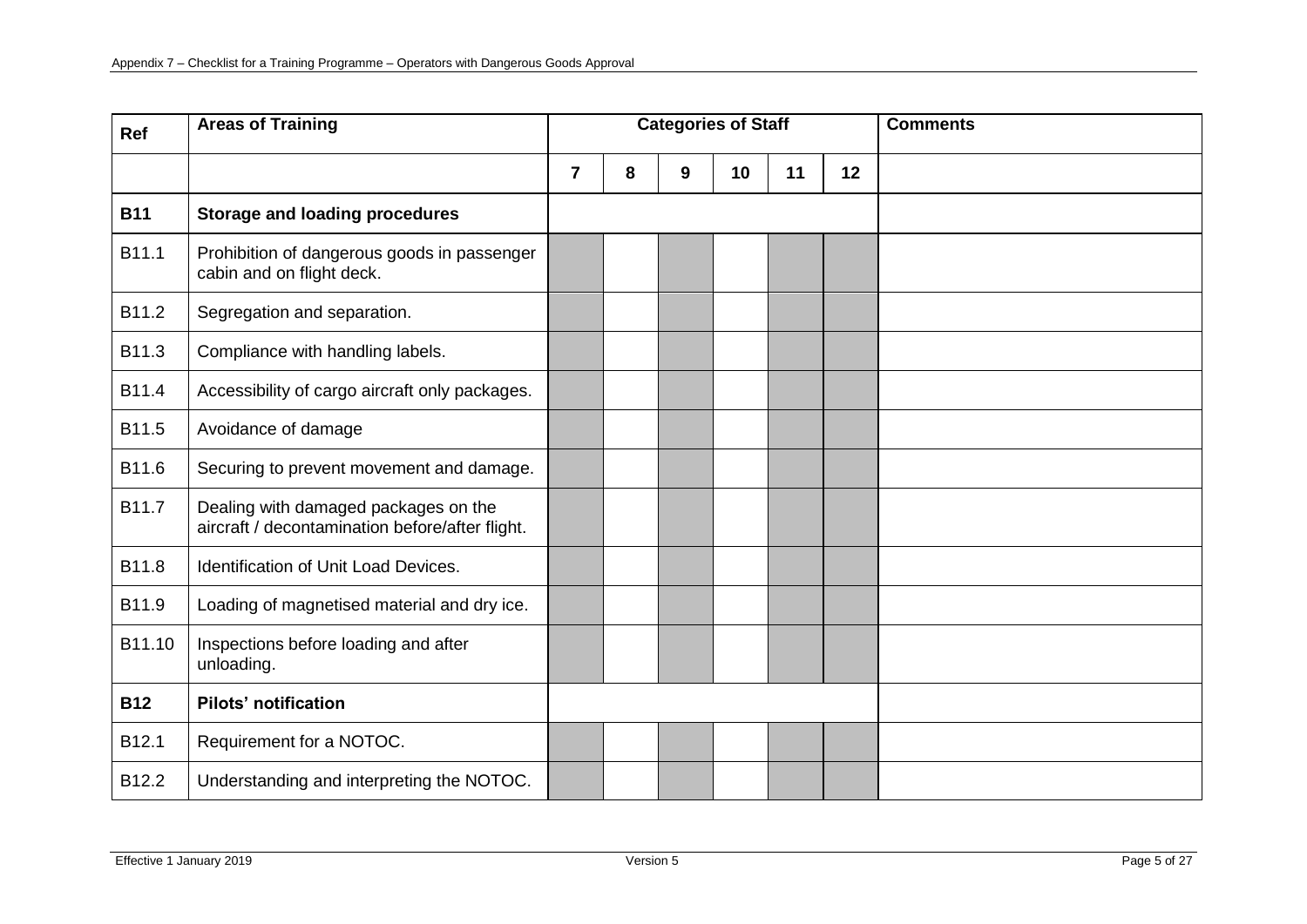| Ref | Areas of Training | Categories of Staff | | | | | | Comments |
|---|---|---|---|---|---|---|---|---|
| | | 7 | 8 | 9 | 10 | 11 | 12 | |
| **B11** | **Storage and loading procedures** | | | | | | | |
| B11.1 | Prohibition of dangerous goods in passenger cabin and on flight deck. | | | | | | | |
| B11.2 | Segregation and separation. | | | | | | | |
| B11.3 | Compliance with handling labels. | | | | | | | |
| B11.4 | Accessibility of cargo aircraft only packages. | | | | | | | |
| B11.5 | Avoidance of damage | | | | | | | |
| B11.6 | Securing to prevent movement and damage. | | | | | | | |
| B11.7 | Dealing with damaged packages on the aircraft / decontamination before/after flight. | | | | | | | |
| B11.8 | Identification of Unit Load Devices. | | | | | | | |
| B11.9 | Loading of magnetised material and dry ice. | | | | | | | |
| B11.10 | Inspections before loading and after unloading. | | | | | | | |
| **B12** | **Pilots' notification** | | | | | | | |
| B12.1 | Requirement for a NOTOC. | | | | | | | |
| B12.2 | Understanding and interpreting the NOTOC. | | | | | | | |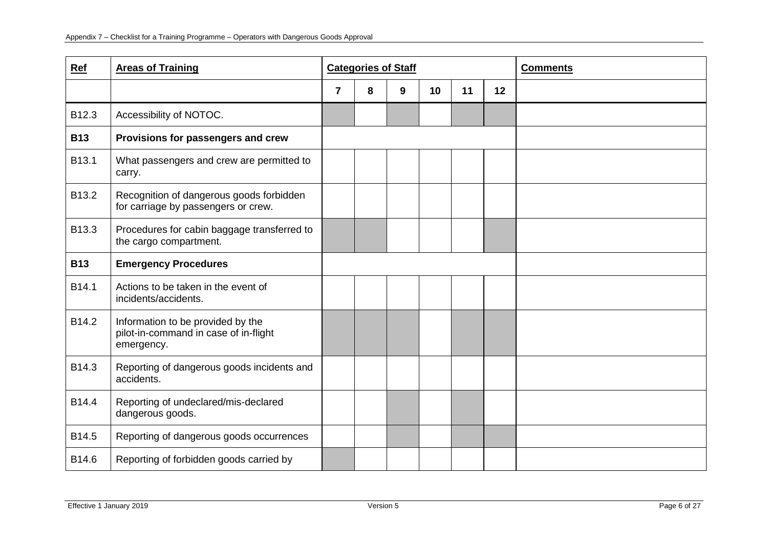| Ref | Areas of Training | Categories of Staff | | | | | | Comments |
|---|---|---|---|---|---|---|---|---|
| | | 7 | 8 | 9 | 10 | 11 | 12 | |
| B12.3 | Accessibility of NOTOC. | | | | | | | |
| **B13** | **Provisions for passengers and crew** | | | | | | | |
| B13.1 | What passengers and crew are permitted to carry. | | | | | | | |
| B13.2 | Recognition of dangerous goods forbidden for carriage by passengers or crew. | | | | | | | |
| B13.3 | Procedures for cabin baggage transferred to the cargo compartment. | | | | | | | |
| **B13** | **Emergency Procedures** | | | | | | | |
| B14.1 | Actions to be taken in the event of incidents/accidents. | | | | | | | |
| B14.2 | Information to be provided by the pilot-in-command in case of in-flight emergency. | | | | | | | |
| B14.3 | Reporting of dangerous goods incidents and accidents. | | | | | | | |
| B14.4 | Reporting of undeclared/mis-declared dangerous goods. | | | | | | | |
| B14.5 | Reporting of dangerous goods occurrences | | | | | | | |
| B14.6 | Reporting of forbidden goods carried by | | | | | | | |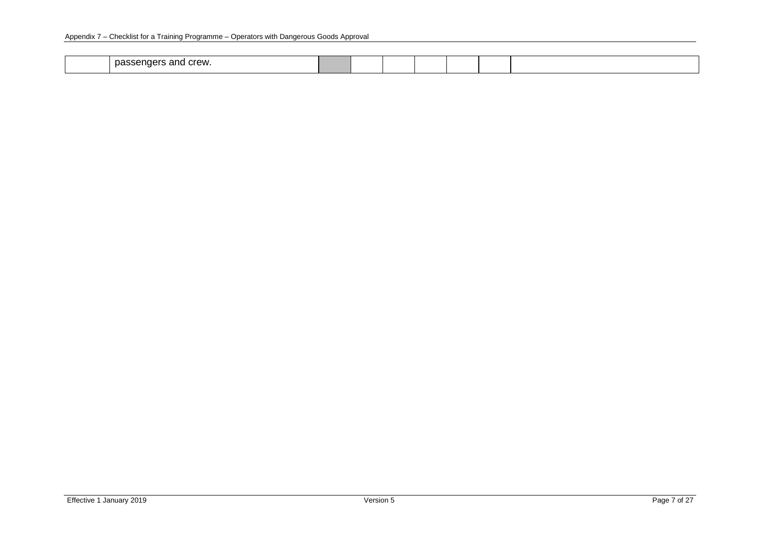| | | | | | | | | |
|---|---|---|---|---|---|---|---|---|
| | passengers and crew. | | | | | | | |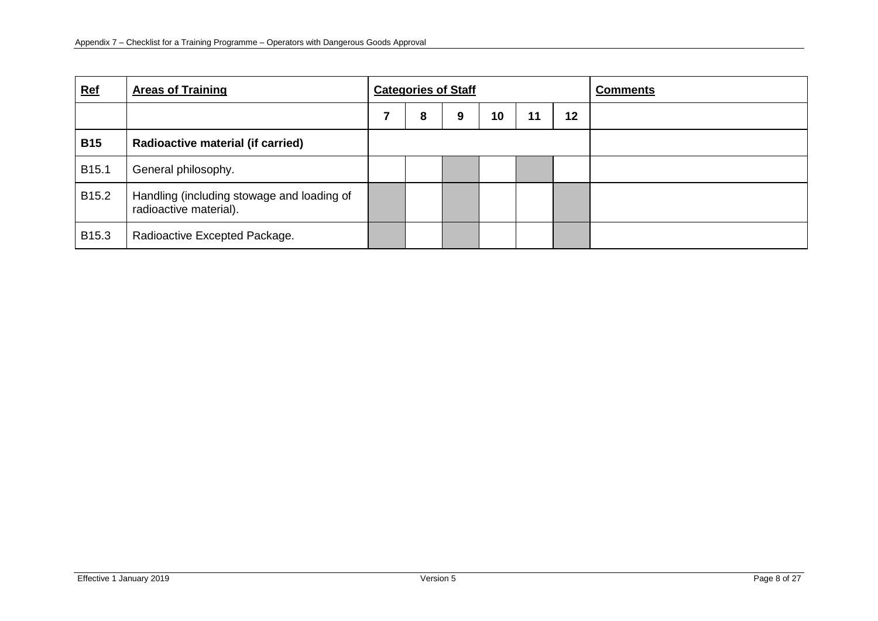| Ref | Areas of Training | Categories of Staff | | | | | | Comments |
|---|---|---|---|---|---|---|---|---|
| | | 7 | 8 | 9 | 10 | 11 | 12 | |
| **B15** | **Radioactive material (if carried)** | | | | | | | |
| B15.1 | General philosophy. | | | | | | | |
| B15.2 | Handling (including stowage and loading of radioactive material). | | | | | | | |
| B15.3 | Radioactive Excepted Package. | | | | | | | |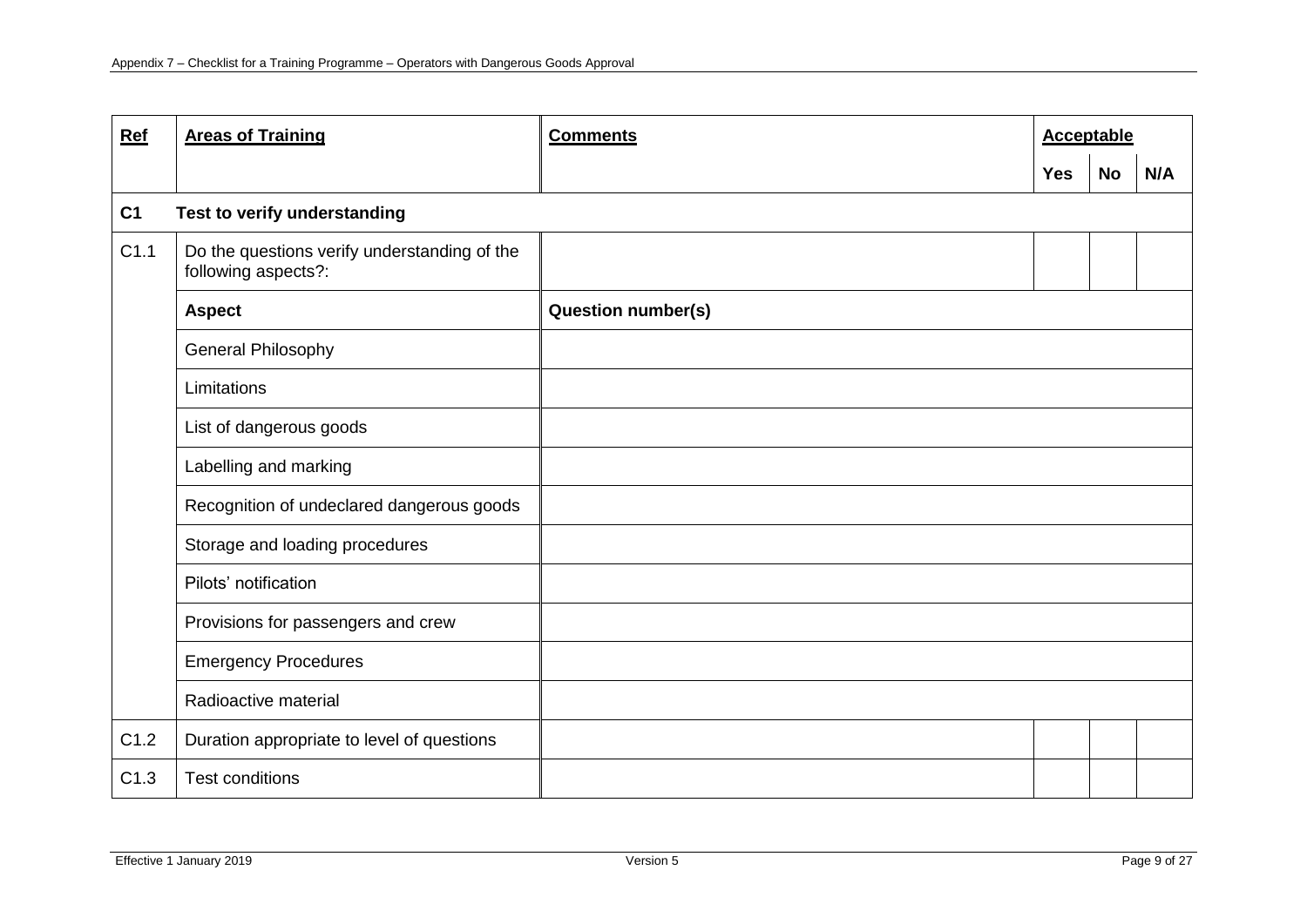| Ref | Areas of Training | Comments | Acceptable | | |
|---|---|---|---|---|---|
| | | | Yes | No | N/A |
| **C1** | **Test to verify understanding** | | | | |
| C1.1 | Do the questions verify understanding of the following aspects?: | | | | |
| | **Aspect** | **Question number(s)** | | | |
| | General Philosophy | | | | |
| | Limitations | | | | |
| | List of dangerous goods | | | | |
| | Labelling and marking | | | | |
| | Recognition of undeclared dangerous goods | | | | |
| | Storage and loading procedures | | | | |
| | Pilots' notification | | | | |
| | Provisions for passengers and crew | | | | |
| | Emergency Procedures | | | | |
| | Radioactive material | | | | |
| C1.2 | Duration appropriate to level of questions | | | | |
| C1.3 | Test conditions | | | | |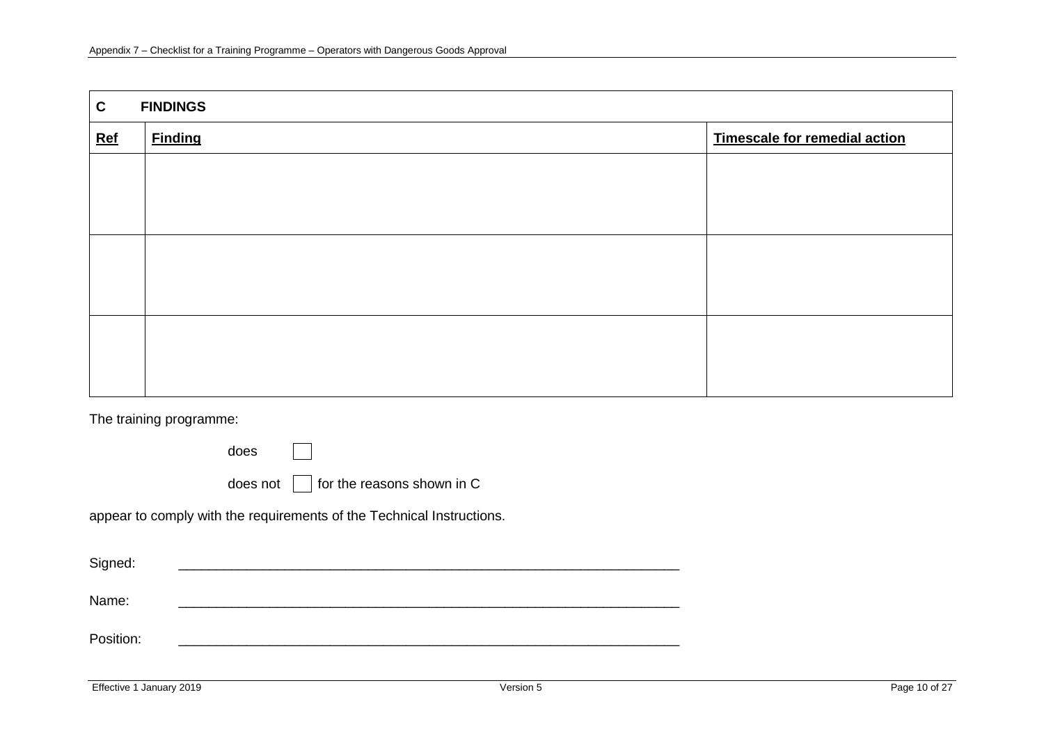| C | FINDINGS | |
|---|---|---|
| **Ref** | **Finding** | **Timescale for remedial action** |
| | | |
| | | |
| | | |

The training programme:

does ☐

does not ☐ for the reasons shown in C

appear to comply with the requirements of the Technical Instructions.

Signed: ____________________________________________________________________

Name: ____________________________________________________________________

Position: ____________________________________________________________________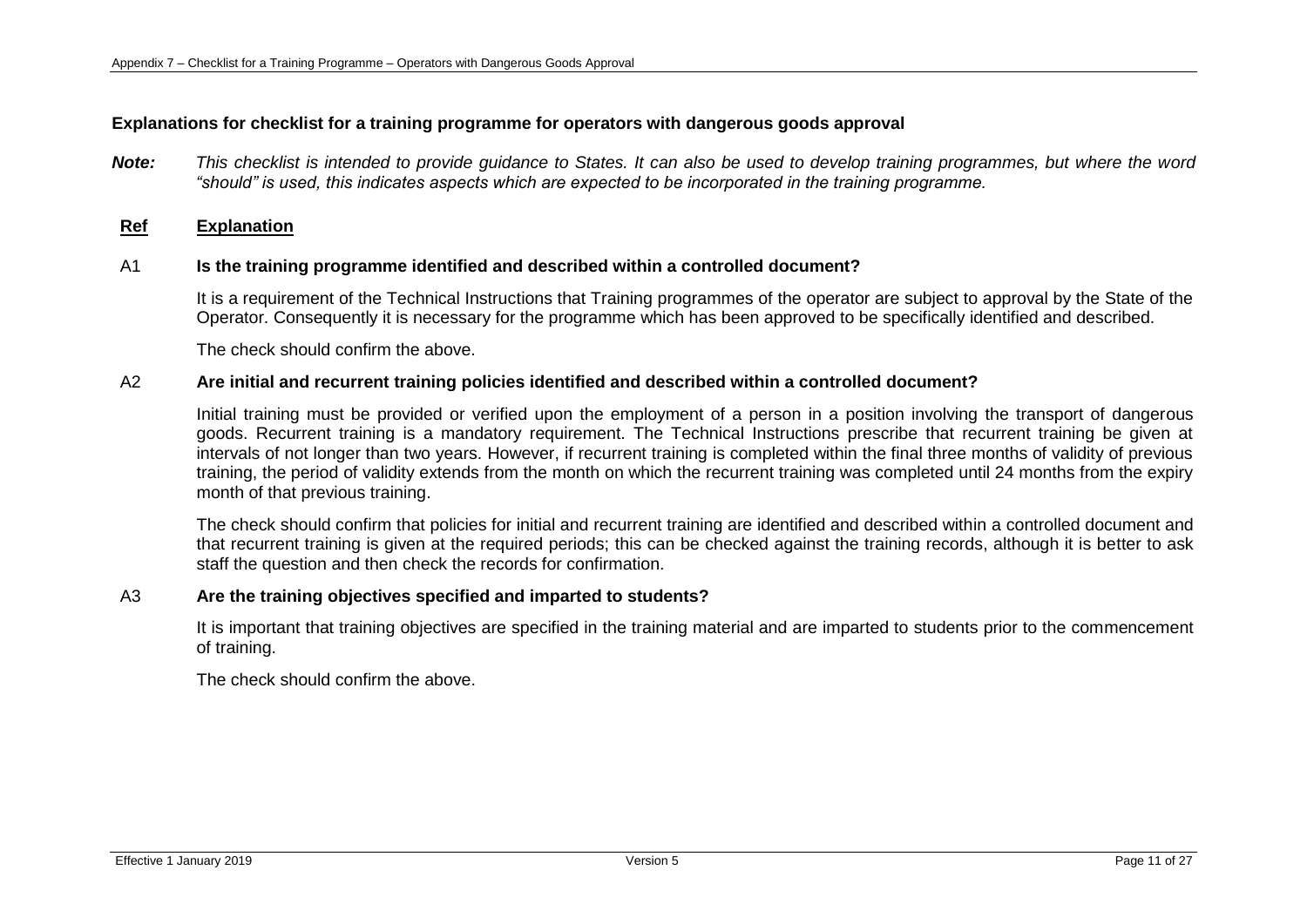**Explanations for checklist for a training programme for operators with dangerous goods approval**

***Note:*** *This checklist is intended to provide guidance to States. It can also be used to develop training programmes, but where the word "should" is used, this indicates aspects which are expected to be incorporated in the training programme.*

**Ref** **Explanation**

A1 **Is the training programme identified and described within a controlled document?**

It is a requirement of the Technical Instructions that Training programmes of the operator are subject to approval by the State of the Operator. Consequently it is necessary for the programme which has been approved to be specifically identified and described.

The check should confirm the above.

A2 **Are initial and recurrent training policies identified and described within a controlled document?**

Initial training must be provided or verified upon the employment of a person in a position involving the transport of dangerous goods. Recurrent training is a mandatory requirement. The Technical Instructions prescribe that recurrent training be given at intervals of not longer than two years. However, if recurrent training is completed within the final three months of validity of previous training, the period of validity extends from the month on which the recurrent training was completed until 24 months from the expiry month of that previous training.

The check should confirm that policies for initial and recurrent training are identified and described within a controlled document and that recurrent training is given at the required periods; this can be checked against the training records, although it is better to ask staff the question and then check the records for confirmation.

A3 **Are the training objectives specified and imparted to students?**

It is important that training objectives are specified in the training material and are imparted to students prior to the commencement of training.

The check should confirm the above.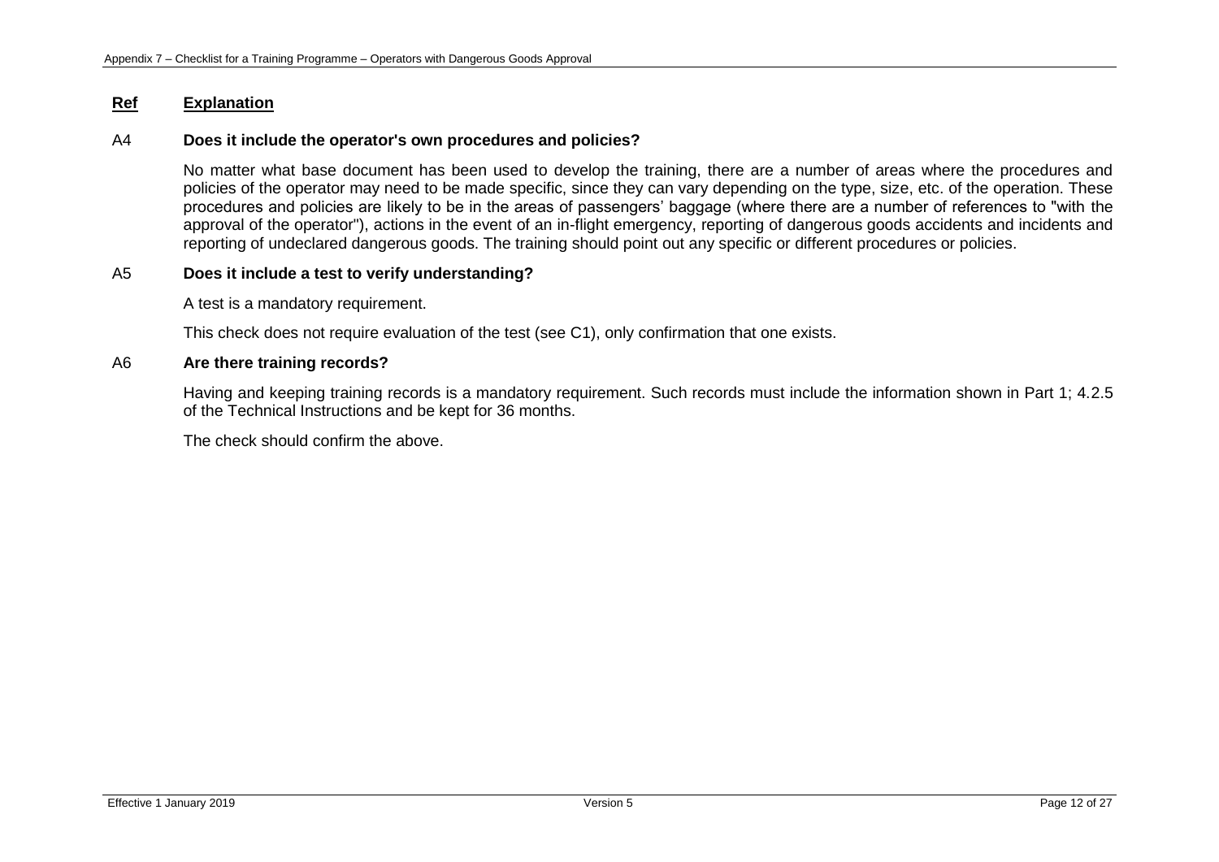**<u>Ref</u>** **<u>Explanation</u>**

A4 **Does it include the operator's own procedures and policies?**

No matter what base document has been used to develop the training, there are a number of areas where the procedures and policies of the operator may need to be made specific, since they can vary depending on the type, size, etc. of the operation. These procedures and policies are likely to be in the areas of passengers' baggage (where there are a number of references to "with the approval of the operator"), actions in the event of an in-flight emergency, reporting of dangerous goods accidents and incidents and reporting of undeclared dangerous goods. The training should point out any specific or different procedures or policies.

A5 **Does it include a test to verify understanding?**

A test is a mandatory requirement.

This check does not require evaluation of the test (see C1), only confirmation that one exists.

A6 **Are there training records?**

Having and keeping training records is a mandatory requirement. Such records must include the information shown in Part 1; 4.2.5 of the Technical Instructions and be kept for 36 months.

The check should confirm the above.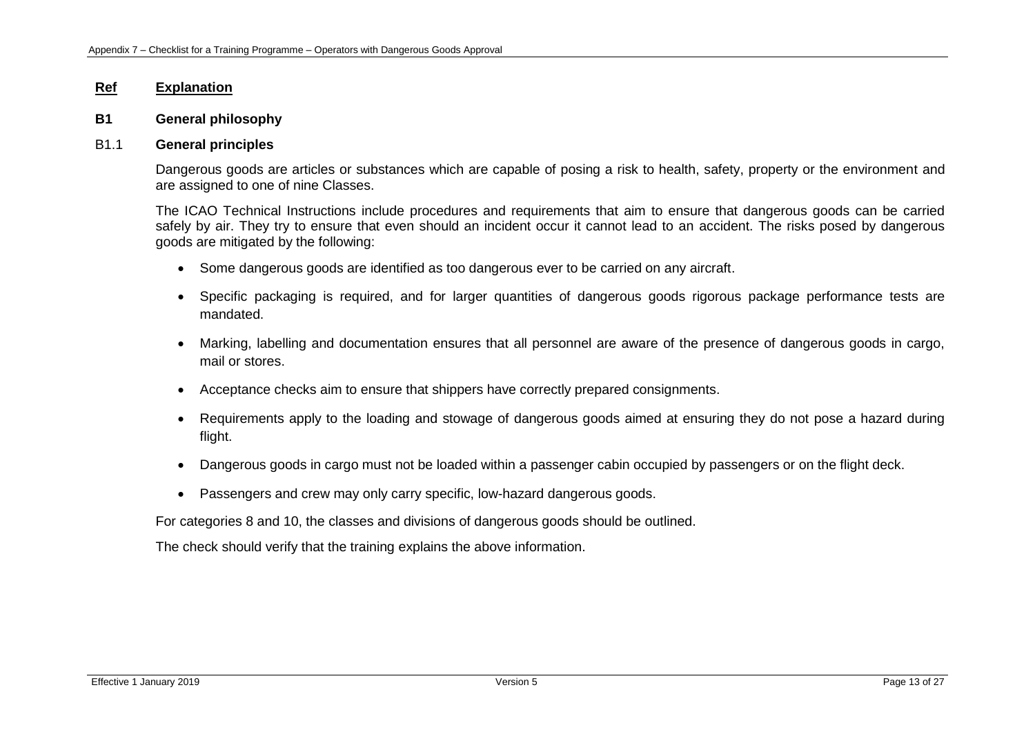**Ref** **Explanation**

## B1 General philosophy

### B1.1 General principles

Dangerous goods are articles or substances which are capable of posing a risk to health, safety, property or the environment and are assigned to one of nine Classes.

The ICAO Technical Instructions include procedures and requirements that aim to ensure that dangerous goods can be carried safely by air. They try to ensure that even should an incident occur it cannot lead to an accident. The risks posed by dangerous goods are mitigated by the following:

- Some dangerous goods are identified as too dangerous ever to be carried on any aircraft.
- Specific packaging is required, and for larger quantities of dangerous goods rigorous package performance tests are mandated.
- Marking, labelling and documentation ensures that all personnel are aware of the presence of dangerous goods in cargo, mail or stores.
- Acceptance checks aim to ensure that shippers have correctly prepared consignments.
- Requirements apply to the loading and stowage of dangerous goods aimed at ensuring they do not pose a hazard during flight.
- Dangerous goods in cargo must not be loaded within a passenger cabin occupied by passengers or on the flight deck.
- Passengers and crew may only carry specific, low-hazard dangerous goods.

For categories 8 and 10, the classes and divisions of dangerous goods should be outlined.

The check should verify that the training explains the above information.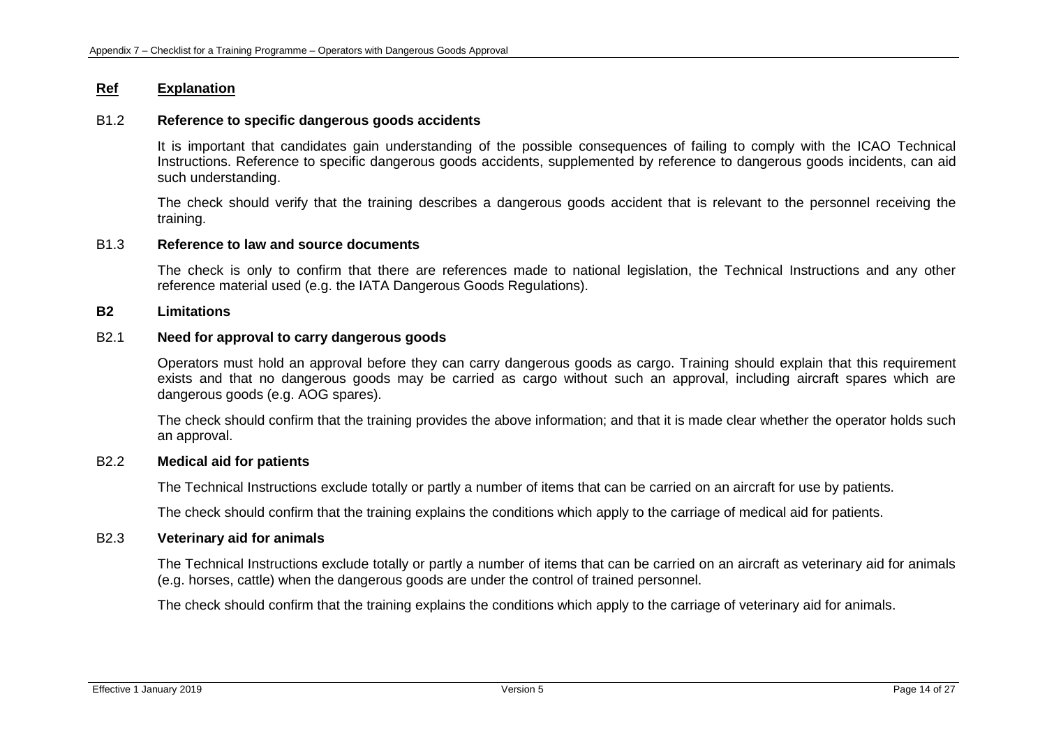**Ref** **Explanation**

B1.2 **Reference to specific dangerous goods accidents**

It is important that candidates gain understanding of the possible consequences of failing to comply with the ICAO Technical Instructions. Reference to specific dangerous goods accidents, supplemented by reference to dangerous goods incidents, can aid such understanding.

The check should verify that the training describes a dangerous goods accident that is relevant to the personnel receiving the training.

B1.3 **Reference to law and source documents**

The check is only to confirm that there are references made to national legislation, the Technical Instructions and any other reference material used (e.g. the IATA Dangerous Goods Regulations).

**B2 Limitations**

B2.1 **Need for approval to carry dangerous goods**

Operators must hold an approval before they can carry dangerous goods as cargo. Training should explain that this requirement exists and that no dangerous goods may be carried as cargo without such an approval, including aircraft spares which are dangerous goods (e.g. AOG spares).

The check should confirm that the training provides the above information; and that it is made clear whether the operator holds such an approval.

B2.2 **Medical aid for patients**

The Technical Instructions exclude totally or partly a number of items that can be carried on an aircraft for use by patients.

The check should confirm that the training explains the conditions which apply to the carriage of medical aid for patients.

B2.3 **Veterinary aid for animals**

The Technical Instructions exclude totally or partly a number of items that can be carried on an aircraft as veterinary aid for animals (e.g. horses, cattle) when the dangerous goods are under the control of trained personnel.

The check should confirm that the training explains the conditions which apply to the carriage of veterinary aid for animals.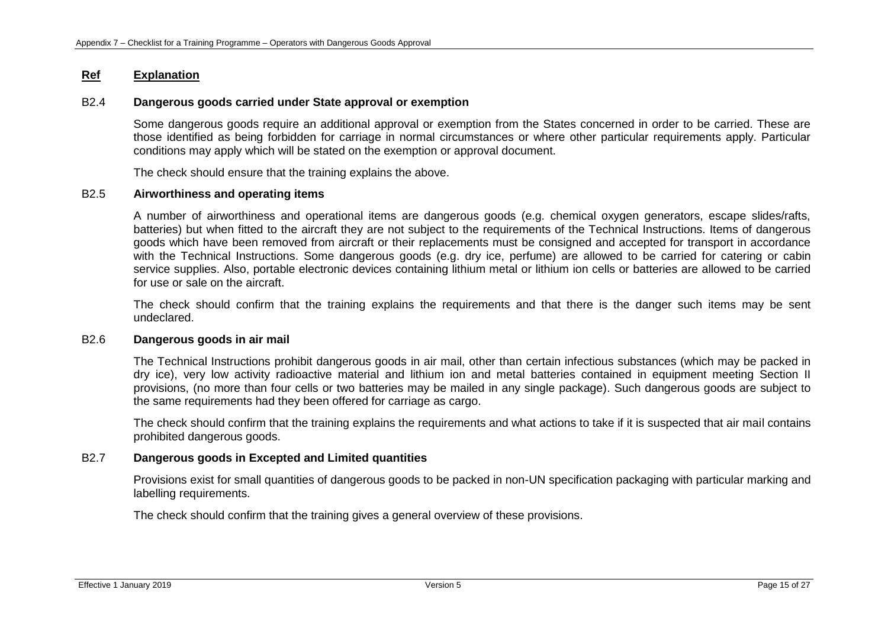**Ref** **Explanation**

B2.4 **Dangerous goods carried under State approval or exemption**

Some dangerous goods require an additional approval or exemption from the States concerned in order to be carried. These are those identified as being forbidden for carriage in normal circumstances or where other particular requirements apply. Particular conditions may apply which will be stated on the exemption or approval document.

The check should ensure that the training explains the above.

B2.5 **Airworthiness and operating items**

A number of airworthiness and operational items are dangerous goods (e.g. chemical oxygen generators, escape slides/rafts, batteries) but when fitted to the aircraft they are not subject to the requirements of the Technical Instructions. Items of dangerous goods which have been removed from aircraft or their replacements must be consigned and accepted for transport in accordance with the Technical Instructions. Some dangerous goods (e.g. dry ice, perfume) are allowed to be carried for catering or cabin service supplies. Also, portable electronic devices containing lithium metal or lithium ion cells or batteries are allowed to be carried for use or sale on the aircraft.

The check should confirm that the training explains the requirements and that there is the danger such items may be sent undeclared.

B2.6 **Dangerous goods in air mail**

The Technical Instructions prohibit dangerous goods in air mail, other than certain infectious substances (which may be packed in dry ice), very low activity radioactive material and lithium ion and metal batteries contained in equipment meeting Section II provisions, (no more than four cells or two batteries may be mailed in any single package). Such dangerous goods are subject to the same requirements had they been offered for carriage as cargo.

The check should confirm that the training explains the requirements and what actions to take if it is suspected that air mail contains prohibited dangerous goods.

B2.7 **Dangerous goods in Excepted and Limited quantities**

Provisions exist for small quantities of dangerous goods to be packed in non-UN specification packaging with particular marking and labelling requirements.

The check should confirm that the training gives a general overview of these provisions.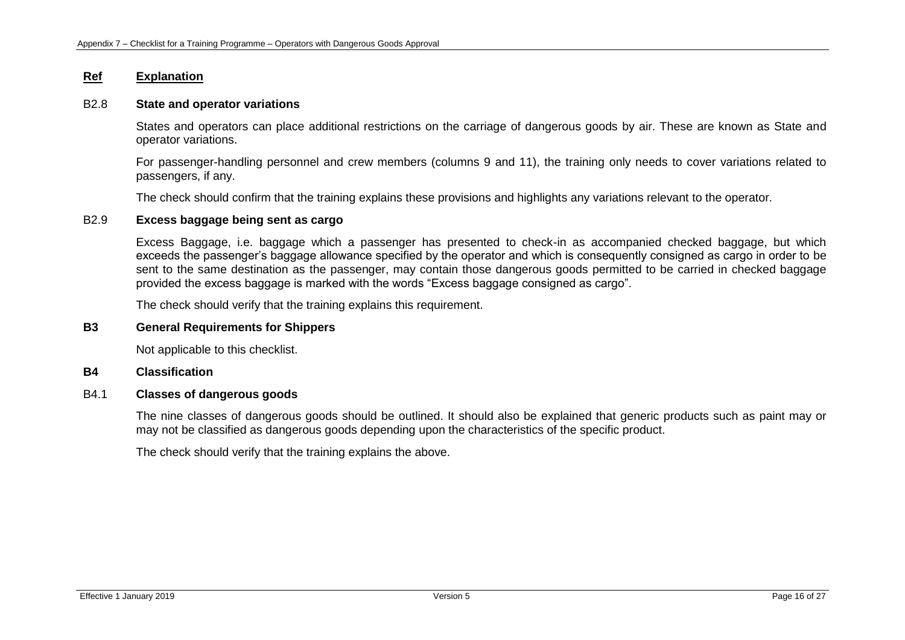**Ref** **Explanation**

B2.8 **State and operator variations**

States and operators can place additional restrictions on the carriage of dangerous goods by air. These are known as State and operator variations.

For passenger-handling personnel and crew members (columns 9 and 11), the training only needs to cover variations related to passengers, if any.

The check should confirm that the training explains these provisions and highlights any variations relevant to the operator.

B2.9 **Excess baggage being sent as cargo**

Excess Baggage, i.e. baggage which a passenger has presented to check-in as accompanied checked baggage, but which exceeds the passenger's baggage allowance specified by the operator and which is consequently consigned as cargo in order to be sent to the same destination as the passenger, may contain those dangerous goods permitted to be carried in checked baggage provided the excess baggage is marked with the words "Excess baggage consigned as cargo".

The check should verify that the training explains this requirement.

**B3 General Requirements for Shippers**

Not applicable to this checklist.

**B4 Classification**

B4.1 **Classes of dangerous goods**

The nine classes of dangerous goods should be outlined. It should also be explained that generic products such as paint may or may not be classified as dangerous goods depending upon the characteristics of the specific product.

The check should verify that the training explains the above.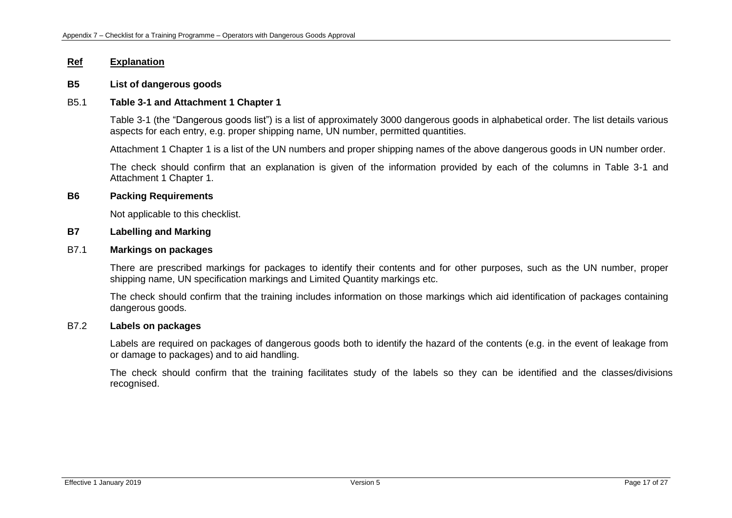**Ref** **Explanation**

**B5 List of dangerous goods**

B5.1 **Table 3-1 and Attachment 1 Chapter 1**

Table 3-1 (the "Dangerous goods list") is a list of approximately 3000 dangerous goods in alphabetical order. The list details various aspects for each entry, e.g. proper shipping name, UN number, permitted quantities.

Attachment 1 Chapter 1 is a list of the UN numbers and proper shipping names of the above dangerous goods in UN number order.

The check should confirm that an explanation is given of the information provided by each of the columns in Table 3-1 and Attachment 1 Chapter 1.

**B6 Packing Requirements**

Not applicable to this checklist.

**B7 Labelling and Marking**

B7.1 **Markings on packages**

There are prescribed markings for packages to identify their contents and for other purposes, such as the UN number, proper shipping name, UN specification markings and Limited Quantity markings etc.

The check should confirm that the training includes information on those markings which aid identification of packages containing dangerous goods.

B7.2 **Labels on packages**

Labels are required on packages of dangerous goods both to identify the hazard of the contents (e.g. in the event of leakage from or damage to packages) and to aid handling.

The check should confirm that the training facilitates study of the labels so they can be identified and the classes/divisions recognised.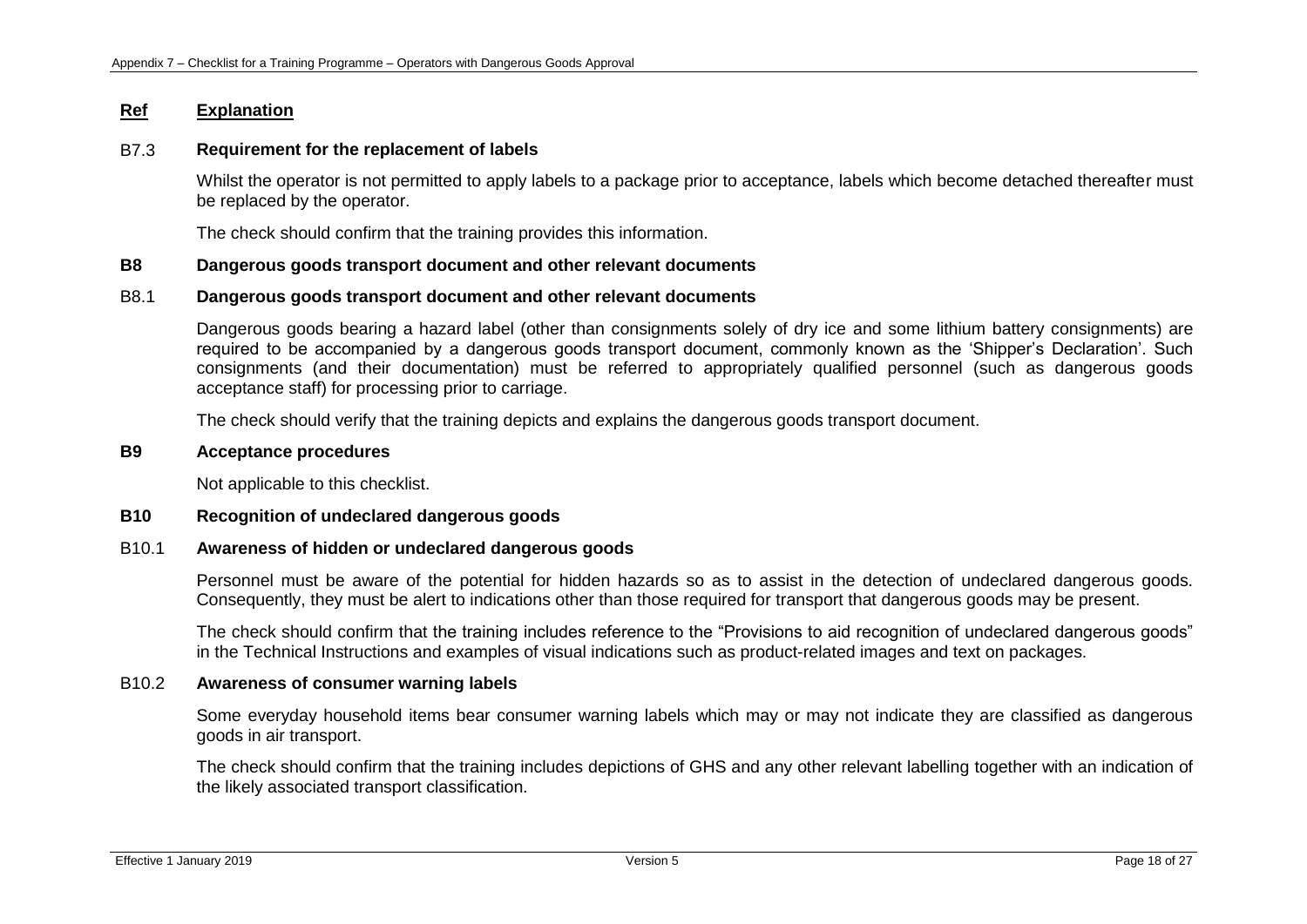| Ref | Explanation |
|---|---|

**B7.3 Requirement for the replacement of labels**

Whilst the operator is not permitted to apply labels to a package prior to acceptance, labels which become detached thereafter must be replaced by the operator.

The check should confirm that the training provides this information.

**B8 Dangerous goods transport document and other relevant documents**

**B8.1 Dangerous goods transport document and other relevant documents**

Dangerous goods bearing a hazard label (other than consignments solely of dry ice and some lithium battery consignments) are required to be accompanied by a dangerous goods transport document, commonly known as the 'Shipper's Declaration'. Such consignments (and their documentation) must be referred to appropriately qualified personnel (such as dangerous goods acceptance staff) for processing prior to carriage.

The check should verify that the training depicts and explains the dangerous goods transport document.

**B9 Acceptance procedures**

Not applicable to this checklist.

**B10 Recognition of undeclared dangerous goods**

**B10.1 Awareness of hidden or undeclared dangerous goods**

Personnel must be aware of the potential for hidden hazards so as to assist in the detection of undeclared dangerous goods. Consequently, they must be alert to indications other than those required for transport that dangerous goods may be present.

The check should confirm that the training includes reference to the "Provisions to aid recognition of undeclared dangerous goods" in the Technical Instructions and examples of visual indications such as product-related images and text on packages.

**B10.2 Awareness of consumer warning labels**

Some everyday household items bear consumer warning labels which may or may not indicate they are classified as dangerous goods in air transport.

The check should confirm that the training includes depictions of GHS and any other relevant labelling together with an indication of the likely associated transport classification.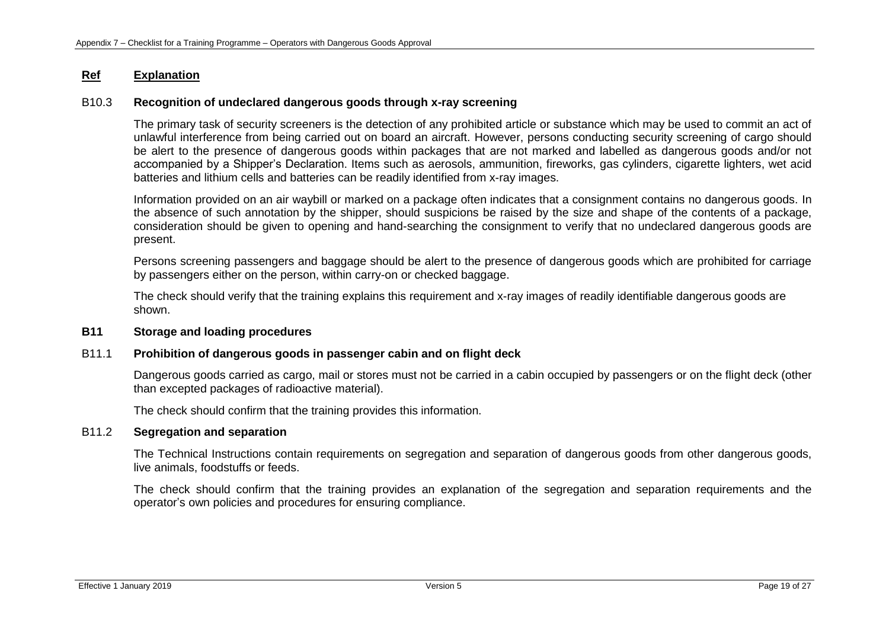**Ref** **Explanation**

B10.3 **Recognition of undeclared dangerous goods through x-ray screening**

The primary task of security screeners is the detection of any prohibited article or substance which may be used to commit an act of unlawful interference from being carried out on board an aircraft. However, persons conducting security screening of cargo should be alert to the presence of dangerous goods within packages that are not marked and labelled as dangerous goods and/or not accompanied by a Shipper's Declaration. Items such as aerosols, ammunition, fireworks, gas cylinders, cigarette lighters, wet acid batteries and lithium cells and batteries can be readily identified from x-ray images.

Information provided on an air waybill or marked on a package often indicates that a consignment contains no dangerous goods. In the absence of such annotation by the shipper, should suspicions be raised by the size and shape of the contents of a package, consideration should be given to opening and hand-searching the consignment to verify that no undeclared dangerous goods are present.

Persons screening passengers and baggage should be alert to the presence of dangerous goods which are prohibited for carriage by passengers either on the person, within carry-on or checked baggage.

The check should verify that the training explains this requirement and x-ray images of readily identifiable dangerous goods are shown.

**B11 Storage and loading procedures**

B11.1 **Prohibition of dangerous goods in passenger cabin and on flight deck**

Dangerous goods carried as cargo, mail or stores must not be carried in a cabin occupied by passengers or on the flight deck (other than excepted packages of radioactive material).

The check should confirm that the training provides this information.

B11.2 **Segregation and separation**

The Technical Instructions contain requirements on segregation and separation of dangerous goods from other dangerous goods, live animals, foodstuffs or feeds.

The check should confirm that the training provides an explanation of the segregation and separation requirements and the operator's own policies and procedures for ensuring compliance.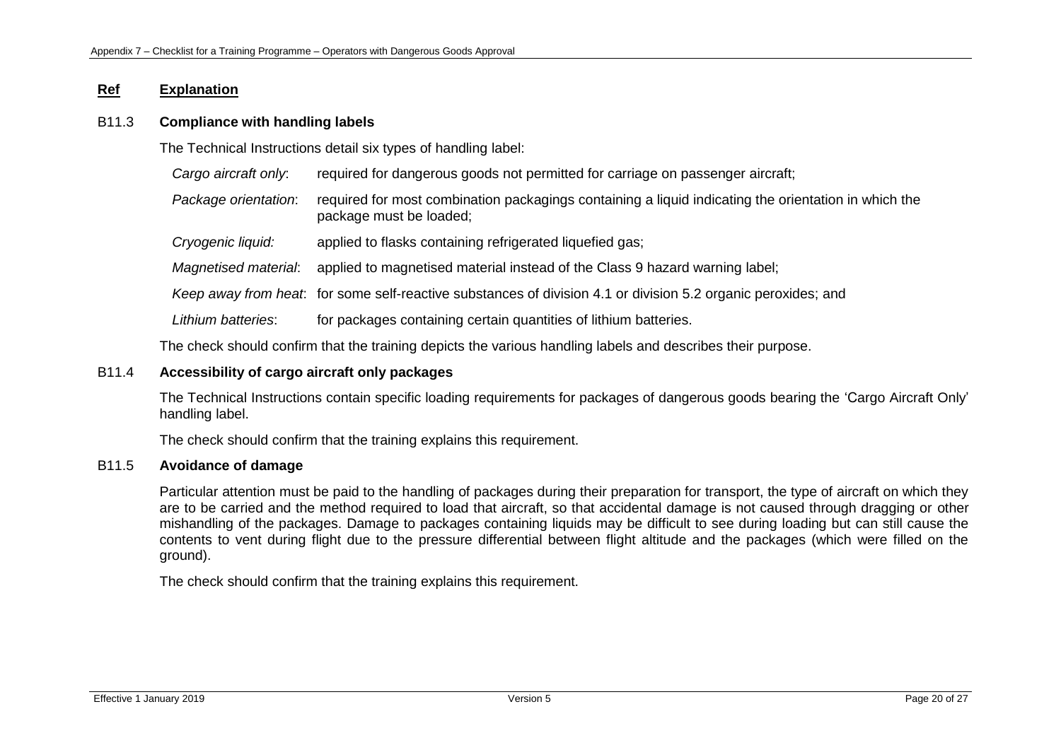**Ref** **Explanation**

B11.3 **Compliance with handling labels**

The Technical Instructions detail six types of handling label:

| | |
|---|---|
| *Cargo aircraft only*: | required for dangerous goods not permitted for carriage on passenger aircraft; |
| *Package orientation*: | required for most combination packagings containing a liquid indicating the orientation in which the package must be loaded; |
| *Cryogenic liquid:* | applied to flasks containing refrigerated liquefied gas; |
| *Magnetised material*: | applied to magnetised material instead of the Class 9 hazard warning label; |
| *Keep away from heat*: | for some self-reactive substances of division 4.1 or division 5.2 organic peroxides; and |
| *Lithium batteries*: | for packages containing certain quantities of lithium batteries. |

The check should confirm that the training depicts the various handling labels and describes their purpose.

B11.4 **Accessibility of cargo aircraft only packages**

The Technical Instructions contain specific loading requirements for packages of dangerous goods bearing the 'Cargo Aircraft Only' handling label.

The check should confirm that the training explains this requirement.

B11.5 **Avoidance of damage**

Particular attention must be paid to the handling of packages during their preparation for transport, the type of aircraft on which they are to be carried and the method required to load that aircraft, so that accidental damage is not caused through dragging or other mishandling of the packages. Damage to packages containing liquids may be difficult to see during loading but can still cause the contents to vent during flight due to the pressure differential between flight altitude and the packages (which were filled on the ground).

The check should confirm that the training explains this requirement.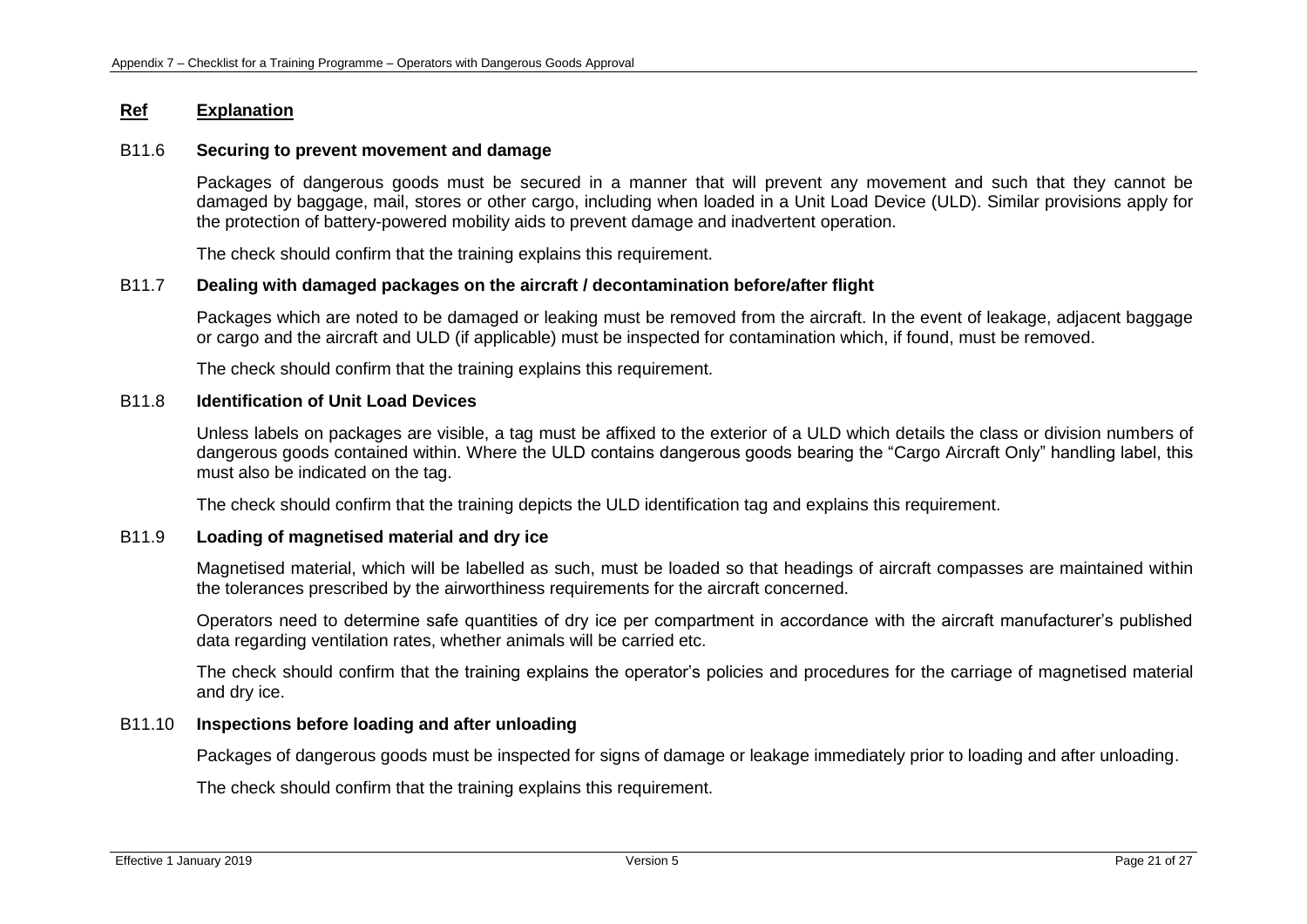**Ref** **Explanation**

B11.6 **Securing to prevent movement and damage**

Packages of dangerous goods must be secured in a manner that will prevent any movement and such that they cannot be damaged by baggage, mail, stores or other cargo, including when loaded in a Unit Load Device (ULD). Similar provisions apply for the protection of battery-powered mobility aids to prevent damage and inadvertent operation.

The check should confirm that the training explains this requirement.

B11.7 **Dealing with damaged packages on the aircraft / decontamination before/after flight**

Packages which are noted to be damaged or leaking must be removed from the aircraft. In the event of leakage, adjacent baggage or cargo and the aircraft and ULD (if applicable) must be inspected for contamination which, if found, must be removed.

The check should confirm that the training explains this requirement.

B11.8 **Identification of Unit Load Devices**

Unless labels on packages are visible, a tag must be affixed to the exterior of a ULD which details the class or division numbers of dangerous goods contained within. Where the ULD contains dangerous goods bearing the "Cargo Aircraft Only" handling label, this must also be indicated on the tag.

The check should confirm that the training depicts the ULD identification tag and explains this requirement.

B11.9 **Loading of magnetised material and dry ice**

Magnetised material, which will be labelled as such, must be loaded so that headings of aircraft compasses are maintained within the tolerances prescribed by the airworthiness requirements for the aircraft concerned.

Operators need to determine safe quantities of dry ice per compartment in accordance with the aircraft manufacturer's published data regarding ventilation rates, whether animals will be carried etc.

The check should confirm that the training explains the operator's policies and procedures for the carriage of magnetised material and dry ice.

B11.10 **Inspections before loading and after unloading**

Packages of dangerous goods must be inspected for signs of damage or leakage immediately prior to loading and after unloading.

The check should confirm that the training explains this requirement.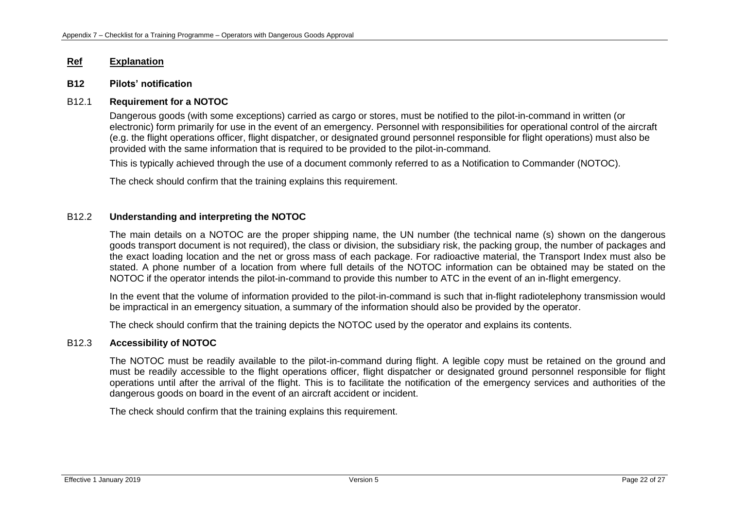**Ref** **Explanation**

**B12 Pilots' notification**

B12.1 **Requirement for a NOTOC**

Dangerous goods (with some exceptions) carried as cargo or stores, must be notified to the pilot-in-command in written (or electronic) form primarily for use in the event of an emergency. Personnel with responsibilities for operational control of the aircraft (e.g. the flight operations officer, flight dispatcher, or designated ground personnel responsible for flight operations) must also be provided with the same information that is required to be provided to the pilot-in-command.

This is typically achieved through the use of a document commonly referred to as a Notification to Commander (NOTOC).

The check should confirm that the training explains this requirement.

B12.2 **Understanding and interpreting the NOTOC**

The main details on a NOTOC are the proper shipping name, the UN number (the technical name (s) shown on the dangerous goods transport document is not required), the class or division, the subsidiary risk, the packing group, the number of packages and the exact loading location and the net or gross mass of each package. For radioactive material, the Transport Index must also be stated. A phone number of a location from where full details of the NOTOC information can be obtained may be stated on the NOTOC if the operator intends the pilot-in-command to provide this number to ATC in the event of an in-flight emergency.

In the event that the volume of information provided to the pilot-in-command is such that in-flight radiotelephony transmission would be impractical in an emergency situation, a summary of the information should also be provided by the operator.

The check should confirm that the training depicts the NOTOC used by the operator and explains its contents.

B12.3 **Accessibility of NOTOC**

The NOTOC must be readily available to the pilot-in-command during flight. A legible copy must be retained on the ground and must be readily accessible to the flight operations officer, flight dispatcher or designated ground personnel responsible for flight operations until after the arrival of the flight. This is to facilitate the notification of the emergency services and authorities of the dangerous goods on board in the event of an aircraft accident or incident.

The check should confirm that the training explains this requirement.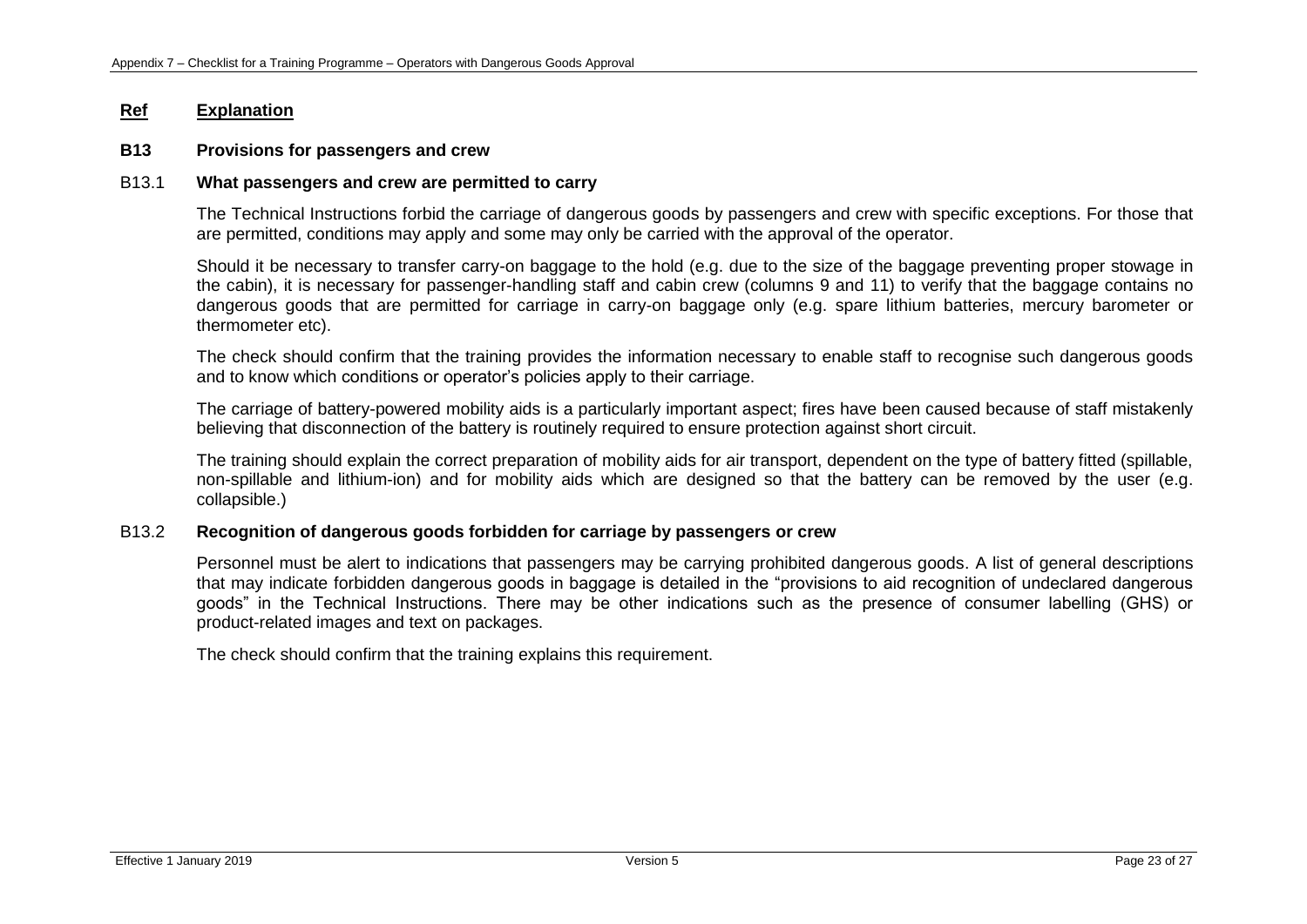**Ref** **Explanation**

## B13 Provisions for passengers and crew

### B13.1 What passengers and crew are permitted to carry

The Technical Instructions forbid the carriage of dangerous goods by passengers and crew with specific exceptions. For those that are permitted, conditions may apply and some may only be carried with the approval of the operator.

Should it be necessary to transfer carry-on baggage to the hold (e.g. due to the size of the baggage preventing proper stowage in the cabin), it is necessary for passenger-handling staff and cabin crew (columns 9 and 11) to verify that the baggage contains no dangerous goods that are permitted for carriage in carry-on baggage only (e.g. spare lithium batteries, mercury barometer or thermometer etc).

The check should confirm that the training provides the information necessary to enable staff to recognise such dangerous goods and to know which conditions or operator's policies apply to their carriage.

The carriage of battery-powered mobility aids is a particularly important aspect; fires have been caused because of staff mistakenly believing that disconnection of the battery is routinely required to ensure protection against short circuit.

The training should explain the correct preparation of mobility aids for air transport, dependent on the type of battery fitted (spillable, non-spillable and lithium-ion) and for mobility aids which are designed so that the battery can be removed by the user (e.g. collapsible.)

### B13.2 Recognition of dangerous goods forbidden for carriage by passengers or crew

Personnel must be alert to indications that passengers may be carrying prohibited dangerous goods. A list of general descriptions that may indicate forbidden dangerous goods in baggage is detailed in the "provisions to aid recognition of undeclared dangerous goods" in the Technical Instructions. There may be other indications such as the presence of consumer labelling (GHS) or product-related images and text on packages.

The check should confirm that the training explains this requirement.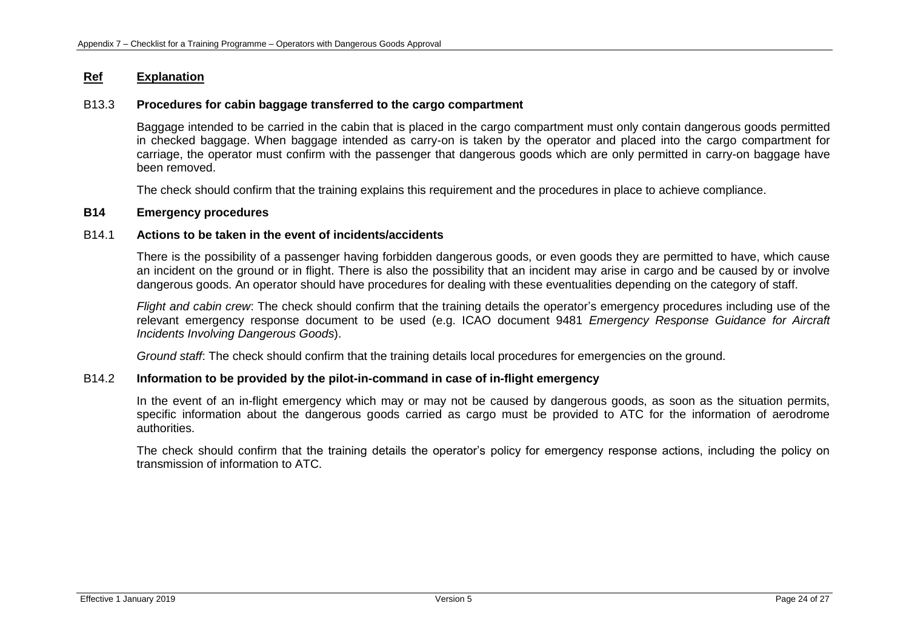**Ref** **Explanation**

B13.3 **Procedures for cabin baggage transferred to the cargo compartment**

Baggage intended to be carried in the cabin that is placed in the cargo compartment must only contain dangerous goods permitted in checked baggage. When baggage intended as carry-on is taken by the operator and placed into the cargo compartment for carriage, the operator must confirm with the passenger that dangerous goods which are only permitted in carry-on baggage have been removed.

The check should confirm that the training explains this requirement and the procedures in place to achieve compliance.

**B14 Emergency procedures**

B14.1 **Actions to be taken in the event of incidents/accidents**

There is the possibility of a passenger having forbidden dangerous goods, or even goods they are permitted to have, which cause an incident on the ground or in flight. There is also the possibility that an incident may arise in cargo and be caused by or involve dangerous goods. An operator should have procedures for dealing with these eventualities depending on the category of staff.

*Flight and cabin crew*: The check should confirm that the training details the operator's emergency procedures including use of the relevant emergency response document to be used (e.g. ICAO document 9481 *Emergency Response Guidance for Aircraft Incidents Involving Dangerous Goods*).

*Ground staff*: The check should confirm that the training details local procedures for emergencies on the ground.

B14.2 **Information to be provided by the pilot-in-command in case of in-flight emergency**

In the event of an in-flight emergency which may or may not be caused by dangerous goods, as soon as the situation permits, specific information about the dangerous goods carried as cargo must be provided to ATC for the information of aerodrome authorities.

The check should confirm that the training details the operator's policy for emergency response actions, including the policy on transmission of information to ATC.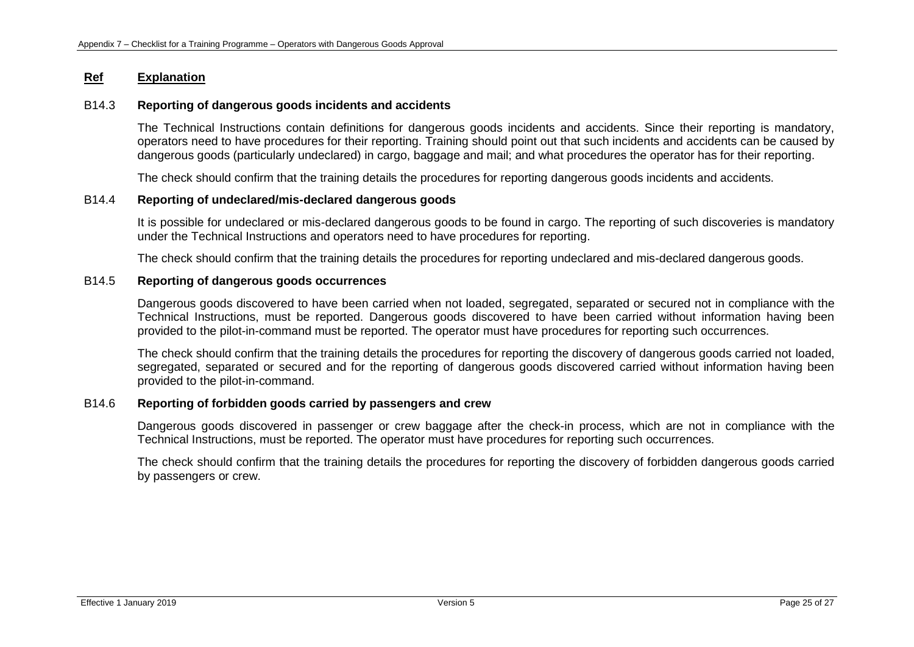| Ref | Explanation |
|---|---|

**B14.3 Reporting of dangerous goods incidents and accidents**

The Technical Instructions contain definitions for dangerous goods incidents and accidents. Since their reporting is mandatory, operators need to have procedures for their reporting. Training should point out that such incidents and accidents can be caused by dangerous goods (particularly undeclared) in cargo, baggage and mail; and what procedures the operator has for their reporting.

The check should confirm that the training details the procedures for reporting dangerous goods incidents and accidents.

**B14.4 Reporting of undeclared/mis-declared dangerous goods**

It is possible for undeclared or mis-declared dangerous goods to be found in cargo. The reporting of such discoveries is mandatory under the Technical Instructions and operators need to have procedures for reporting.

The check should confirm that the training details the procedures for reporting undeclared and mis-declared dangerous goods.

**B14.5 Reporting of dangerous goods occurrences**

Dangerous goods discovered to have been carried when not loaded, segregated, separated or secured not in compliance with the Technical Instructions, must be reported. Dangerous goods discovered to have been carried without information having been provided to the pilot-in-command must be reported. The operator must have procedures for reporting such occurrences.

The check should confirm that the training details the procedures for reporting the discovery of dangerous goods carried not loaded, segregated, separated or secured and for the reporting of dangerous goods discovered carried without information having been provided to the pilot-in-command.

**B14.6 Reporting of forbidden goods carried by passengers and crew**

Dangerous goods discovered in passenger or crew baggage after the check-in process, which are not in compliance with the Technical Instructions, must be reported. The operator must have procedures for reporting such occurrences.

The check should confirm that the training details the procedures for reporting the discovery of forbidden dangerous goods carried by passengers or crew.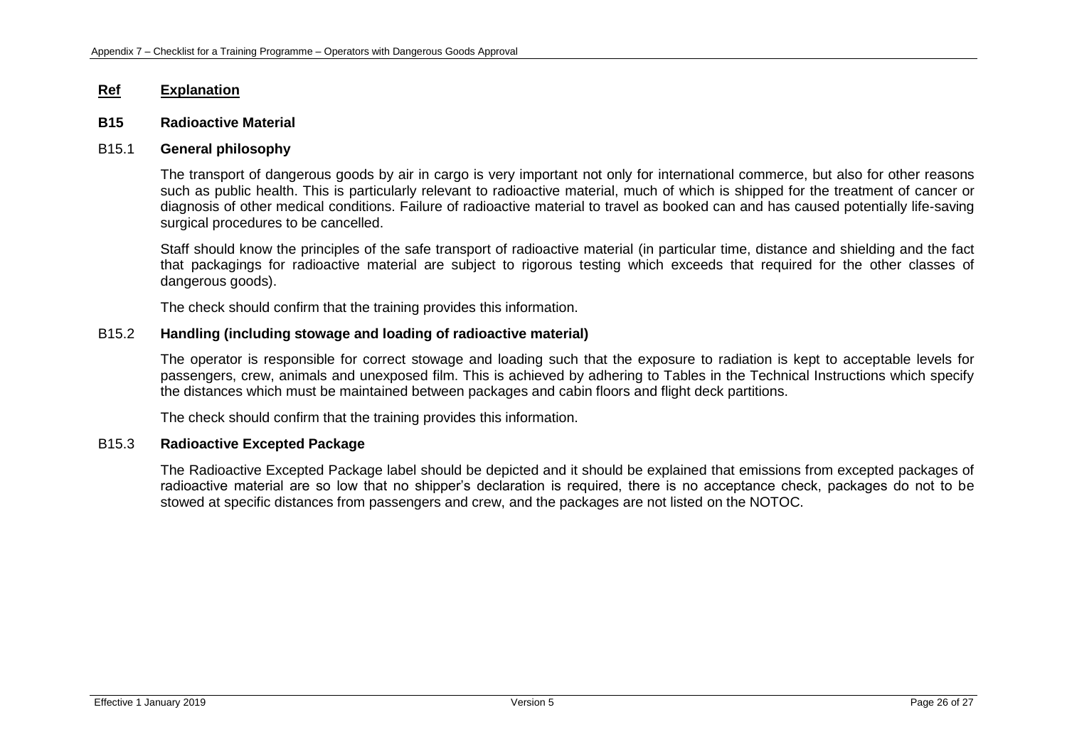**Ref** **Explanation**

**B15 Radioactive Material**

B15.1 **General philosophy**

The transport of dangerous goods by air in cargo is very important not only for international commerce, but also for other reasons such as public health. This is particularly relevant to radioactive material, much of which is shipped for the treatment of cancer or diagnosis of other medical conditions. Failure of radioactive material to travel as booked can and has caused potentially life-saving surgical procedures to be cancelled.

Staff should know the principles of the safe transport of radioactive material (in particular time, distance and shielding and the fact that packagings for radioactive material are subject to rigorous testing which exceeds that required for the other classes of dangerous goods).

The check should confirm that the training provides this information.

B15.2 **Handling (including stowage and loading of radioactive material)**

The operator is responsible for correct stowage and loading such that the exposure to radiation is kept to acceptable levels for passengers, crew, animals and unexposed film. This is achieved by adhering to Tables in the Technical Instructions which specify the distances which must be maintained between packages and cabin floors and flight deck partitions.

The check should confirm that the training provides this information.

B15.3 **Radioactive Excepted Package**

The Radioactive Excepted Package label should be depicted and it should be explained that emissions from excepted packages of radioactive material are so low that no shipper's declaration is required, there is no acceptance check, packages do not to be stowed at specific distances from passengers and crew, and the packages are not listed on the NOTOC.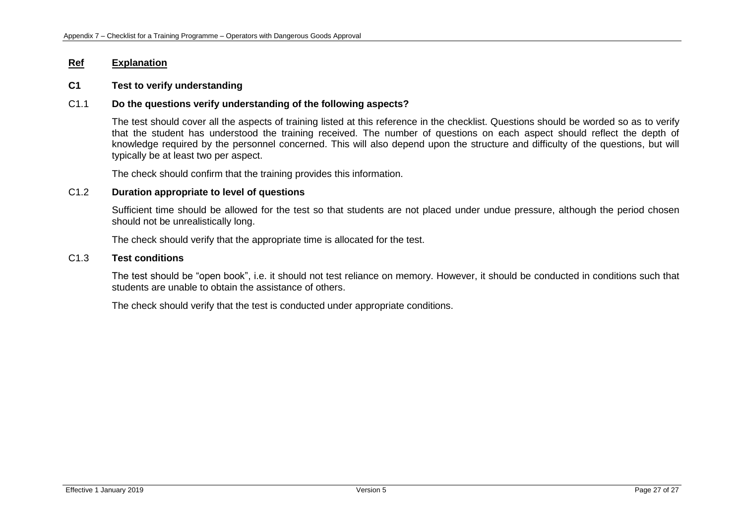| **Ref** | **Explanation** |
|---|---|
| **C1** | **Test to verify understanding** |
| C1.1 | **Do the questions verify understanding of the following aspects?**<br><br>The test should cover all the aspects of training listed at this reference in the checklist. Questions should be worded so as to verify that the student has understood the training received. The number of questions on each aspect should reflect the depth of knowledge required by the personnel concerned. This will also depend upon the structure and difficulty of the questions, but will typically be at least two per aspect.<br><br>The check should confirm that the training provides this information. |
| C1.2 | **Duration appropriate to level of questions**<br><br>Sufficient time should be allowed for the test so that students are not placed under undue pressure, although the period chosen should not be unrealistically long.<br><br>The check should verify that the appropriate time is allocated for the test. |
| C1.3 | **Test conditions**<br><br>The test should be "open book", i.e. it should not test reliance on memory. However, it should be conducted in conditions such that students are unable to obtain the assistance of others.<br><br>The check should verify that the test is conducted under appropriate conditions. |